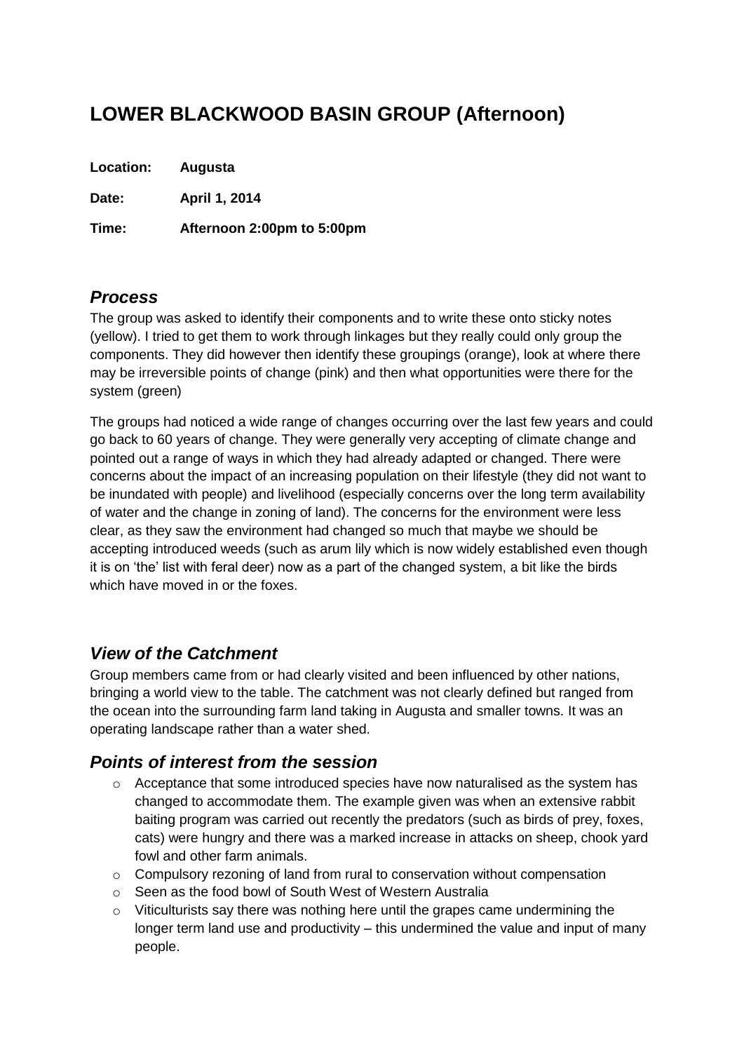# LOWER BLACKWOOD BASIN GROUP (Afternoon)

**Location:** **Augusta**

**Date:** **April 1, 2014**

**Time:** **Afternoon 2:00pm to 5:00pm**

## *Process*

The group was asked to identify their components and to write these onto sticky notes (yellow). I tried to get them to work through linkages but they really could only group the components. They did however then identify these groupings (orange), look at where there may be irreversible points of change (pink) and then what opportunities were there for the system (green)

The groups had noticed a wide range of changes occurring over the last few years and could go back to 60 years of change. They were generally very accepting of climate change and pointed out a range of ways in which they had already adapted or changed. There were concerns about the impact of an increasing population on their lifestyle (they did not want to be inundated with people) and livelihood (especially concerns over the long term availability of water and the change in zoning of land). The concerns for the environment were less clear, as they saw the environment had changed so much that maybe we should be accepting introduced weeds (such as arum lily which is now widely established even though it is on 'the' list with feral deer) now as a part of the changed system, a bit like the birds which have moved in or the foxes.

## *View of the Catchment*

Group members came from or had clearly visited and been influenced by other nations, bringing a world view to the table. The catchment was not clearly defined but ranged from the ocean into the surrounding farm land taking in Augusta and smaller towns. It was an operating landscape rather than a water shed.

## *Points of interest from the session*

- Acceptance that some introduced species have now naturalised as the system has changed to accommodate them. The example given was when an extensive rabbit baiting program was carried out recently the predators (such as birds of prey, foxes, cats) were hungry and there was a marked increase in attacks on sheep, chook yard fowl and other farm animals.
- Compulsory rezoning of land from rural to conservation without compensation
- Seen as the food bowl of South West of Western Australia
- Viticulturists say there was nothing here until the grapes came undermining the longer term land use and productivity – this undermined the value and input of many people.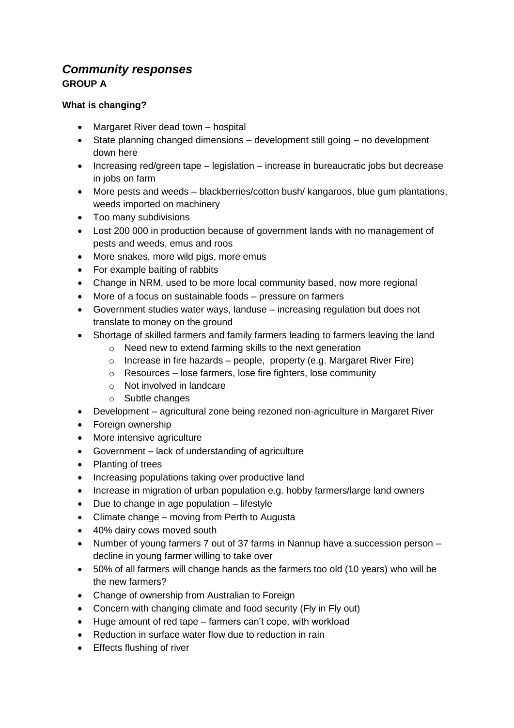# *Community responses*

**GROUP A**

**What is changing?**

- Margaret River dead town – hospital
- State planning changed dimensions – development still going – no development down here
- Increasing red/green tape – legislation – increase in bureaucratic jobs but decrease in jobs on farm
- More pests and weeds – blackberries/cotton bush/ kangaroos, blue gum plantations, weeds imported on machinery
- Too many subdivisions
- Lost 200 000 in production because of government lands with no management of pests and weeds, emus and roos
- More snakes, more wild pigs, more emus
- For example baiting of rabbits
- Change in NRM, used to be more local community based, now more regional
- More of a focus on sustainable foods – pressure on farmers
- Government studies water ways, landuse – increasing regulation but does not translate to money on the ground
- Shortage of skilled farmers and family farmers leading to farmers leaving the land
    - Need new to extend farming skills to the next generation
    - Increase in fire hazards – people, property (e.g. Margaret River Fire)
    - Resources – lose farmers, lose fire fighters, lose community
    - Not involved in landcare
    - Subtle changes
- Development – agricultural zone being rezoned non-agriculture in Margaret River
- Foreign ownership
- More intensive agriculture
- Government – lack of understanding of agriculture
- Planting of trees
- Increasing populations taking over productive land
- Increase in migration of urban population e.g. hobby farmers/large land owners
- Due to change in age population – lifestyle
- Climate change – moving from Perth to Augusta
- 40% dairy cows moved south
- Number of young farmers 7 out of 37 farms in Nannup have a succession person – decline in young farmer willing to take over
- 50% of all farmers will change hands as the farmers too old (10 years) who will be the new farmers?
- Change of ownership from Australian to Foreign
- Concern with changing climate and food security (Fly in Fly out)
- Huge amount of red tape – farmers can't cope, with workload
- Reduction in surface water flow due to reduction in rain
- Effects flushing of river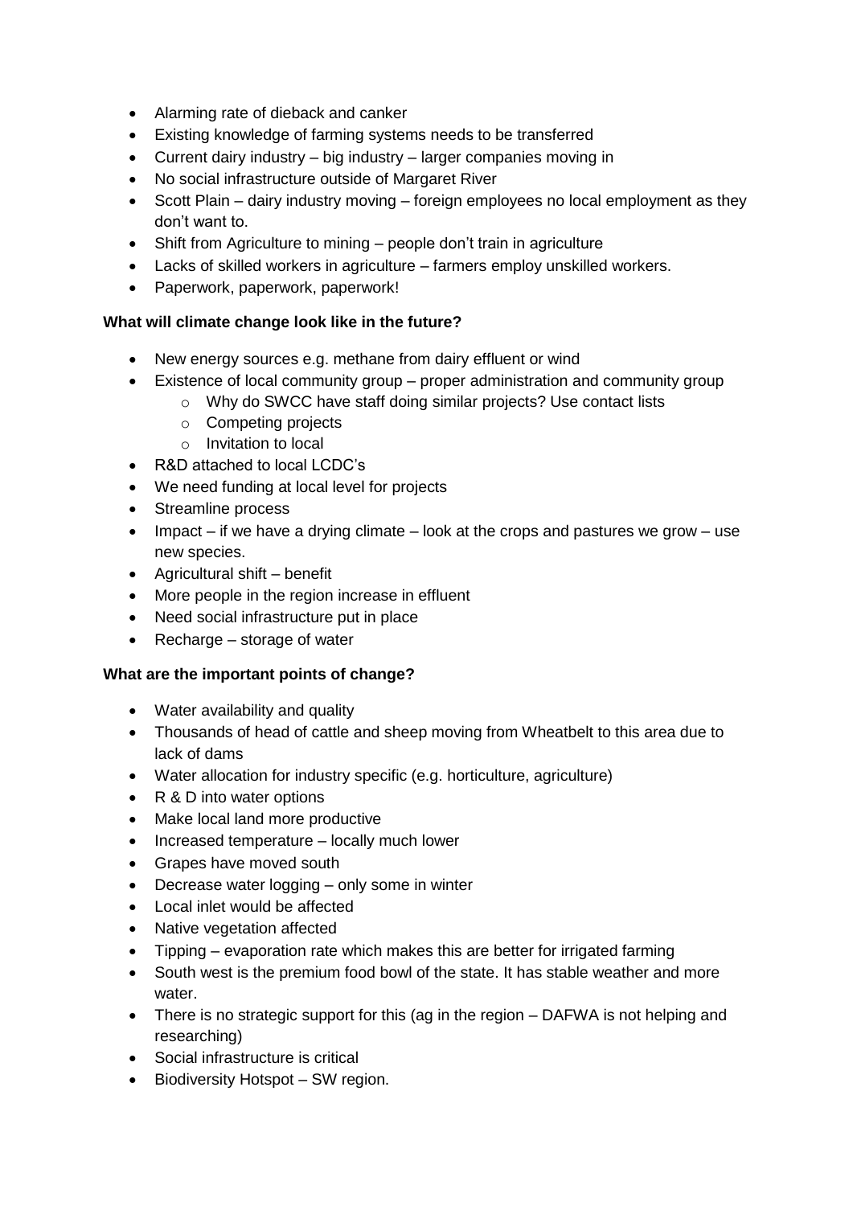- Alarming rate of dieback and canker
- Existing knowledge of farming systems needs to be transferred
- Current dairy industry – big industry – larger companies moving in
- No social infrastructure outside of Margaret River
- Scott Plain – dairy industry moving – foreign employees no local employment as they don't want to.
- Shift from Agriculture to mining – people don't train in agriculture
- Lacks of skilled workers in agriculture – farmers employ unskilled workers.
- Paperwork, paperwork, paperwork!

**What will climate change look like in the future?**

- New energy sources e.g. methane from dairy effluent or wind
- Existence of local community group – proper administration and community group
  - Why do SWCC have staff doing similar projects? Use contact lists
  - Competing projects
  - Invitation to local
- R&D attached to local LCDC's
- We need funding at local level for projects
- Streamline process
- Impact – if we have a drying climate – look at the crops and pastures we grow – use new species.
- Agricultural shift – benefit
- More people in the region increase in effluent
- Need social infrastructure put in place
- Recharge – storage of water

**What are the important points of change?**

- Water availability and quality
- Thousands of head of cattle and sheep moving from Wheatbelt to this area due to lack of dams
- Water allocation for industry specific (e.g. horticulture, agriculture)
- R & D into water options
- Make local land more productive
- Increased temperature – locally much lower
- Grapes have moved south
- Decrease water logging – only some in winter
- Local inlet would be affected
- Native vegetation affected
- Tipping – evaporation rate which makes this are better for irrigated farming
- South west is the premium food bowl of the state. It has stable weather and more water.
- There is no strategic support for this (ag in the region – DAFWA is not helping and researching)
- Social infrastructure is critical
- Biodiversity Hotspot – SW region.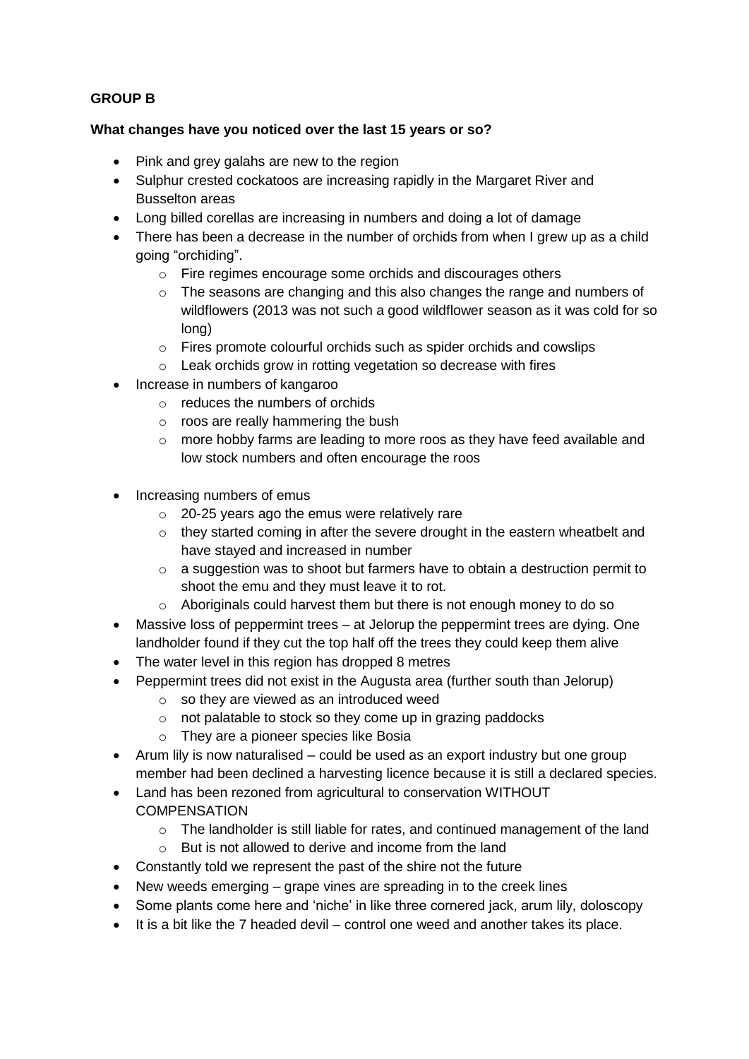**GROUP B**

**What changes have you noticed over the last 15 years or so?**

- Pink and grey galahs are new to the region
- Sulphur crested cockatoos are increasing rapidly in the Margaret River and Busselton areas
- Long billed corellas are increasing in numbers and doing a lot of damage
- There has been a decrease in the number of orchids from when I grew up as a child going "orchiding".
    - Fire regimes encourage some orchids and discourages others
    - The seasons are changing and this also changes the range and numbers of wildflowers (2013 was not such a good wildflower season as it was cold for so long)
    - Fires promote colourful orchids such as spider orchids and cowslips
    - Leak orchids grow in rotting vegetation so decrease with fires
- Increase in numbers of kangaroo
    - reduces the numbers of orchids
    - roos are really hammering the bush
    - more hobby farms are leading to more roos as they have feed available and low stock numbers and often encourage the roos
- Increasing numbers of emus
    - 20-25 years ago the emus were relatively rare
    - they started coming in after the severe drought in the eastern wheatbelt and have stayed and increased in number
    - a suggestion was to shoot but farmers have to obtain a destruction permit to shoot the emu and they must leave it to rot.
    - Aboriginals could harvest them but there is not enough money to do so
- Massive loss of peppermint trees – at Jelorup the peppermint trees are dying. One landholder found if they cut the top half off the trees they could keep them alive
- The water level in this region has dropped 8 metres
- Peppermint trees did not exist in the Augusta area (further south than Jelorup)
    - so they are viewed as an introduced weed
    - not palatable to stock so they come up in grazing paddocks
    - They are a pioneer species like Bosia
- Arum lily is now naturalised – could be used as an export industry but one group member had been declined a harvesting licence because it is still a declared species.
- Land has been rezoned from agricultural to conservation WITHOUT COMPENSATION
    - The landholder is still liable for rates, and continued management of the land
    - But is not allowed to derive and income from the land
- Constantly told we represent the past of the shire not the future
- New weeds emerging – grape vines are spreading in to the creek lines
- Some plants come here and 'niche' in like three cornered jack, arum lily, doloscopy
- It is a bit like the 7 headed devil – control one weed and another takes its place.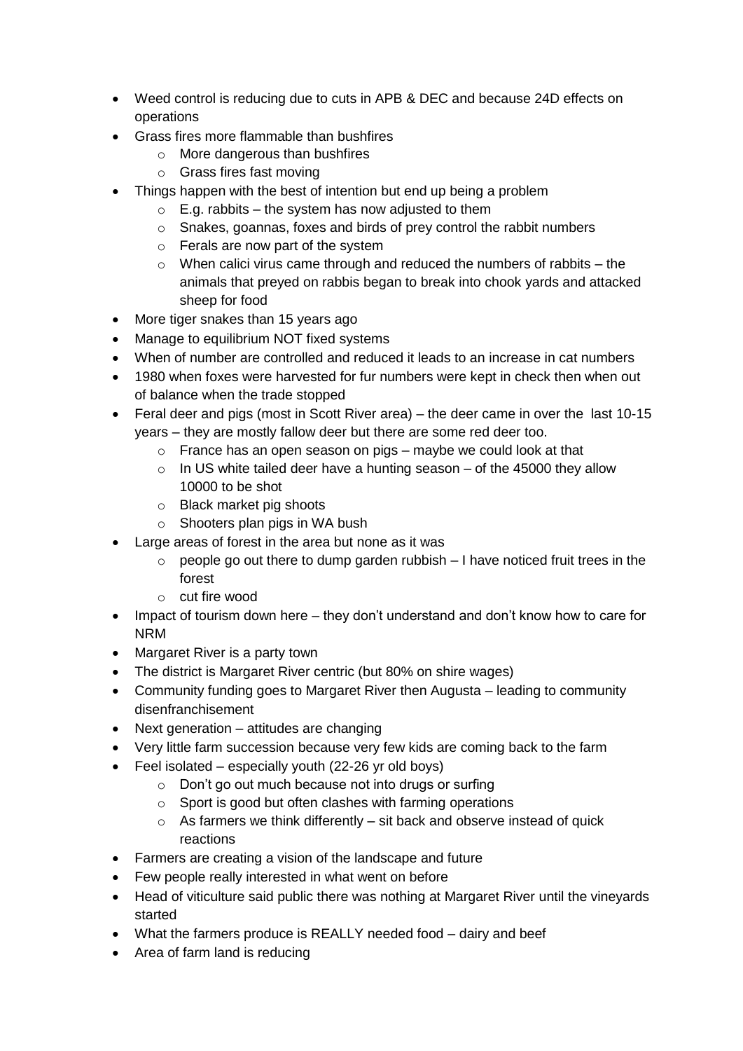- Weed control is reducing due to cuts in APB & DEC and because 24D effects on operations
- Grass fires more flammable than bushfires
  - More dangerous than bushfires
  - Grass fires fast moving
- Things happen with the best of intention but end up being a problem
  - E.g. rabbits – the system has now adjusted to them
  - Snakes, goannas, foxes and birds of prey control the rabbit numbers
  - Ferals are now part of the system
  - When calici virus came through and reduced the numbers of rabbits – the animals that preyed on rabbis began to break into chook yards and attacked sheep for food
- More tiger snakes than 15 years ago
- Manage to equilibrium NOT fixed systems
- When of number are controlled and reduced it leads to an increase in cat numbers
- 1980 when foxes were harvested for fur numbers were kept in check then when out of balance when the trade stopped
- Feral deer and pigs (most in Scott River area) – the deer came in over the last 10-15 years – they are mostly fallow deer but there are some red deer too.
  - France has an open season on pigs – maybe we could look at that
  - In US white tailed deer have a hunting season – of the 45000 they allow 10000 to be shot
  - Black market pig shoots
  - Shooters plan pigs in WA bush
- Large areas of forest in the area but none as it was
  - people go out there to dump garden rubbish – I have noticed fruit trees in the forest
  - cut fire wood
- Impact of tourism down here – they don't understand and don't know how to care for NRM
- Margaret River is a party town
- The district is Margaret River centric (but 80% on shire wages)
- Community funding goes to Margaret River then Augusta – leading to community disenfranchisement
- Next generation – attitudes are changing
- Very little farm succession because very few kids are coming back to the farm
- Feel isolated – especially youth (22-26 yr old boys)
  - Don't go out much because not into drugs or surfing
  - Sport is good but often clashes with farming operations
  - As farmers we think differently – sit back and observe instead of quick reactions
- Farmers are creating a vision of the landscape and future
- Few people really interested in what went on before
- Head of viticulture said public there was nothing at Margaret River until the vineyards started
- What the farmers produce is REALLY needed food – dairy and beef
- Area of farm land is reducing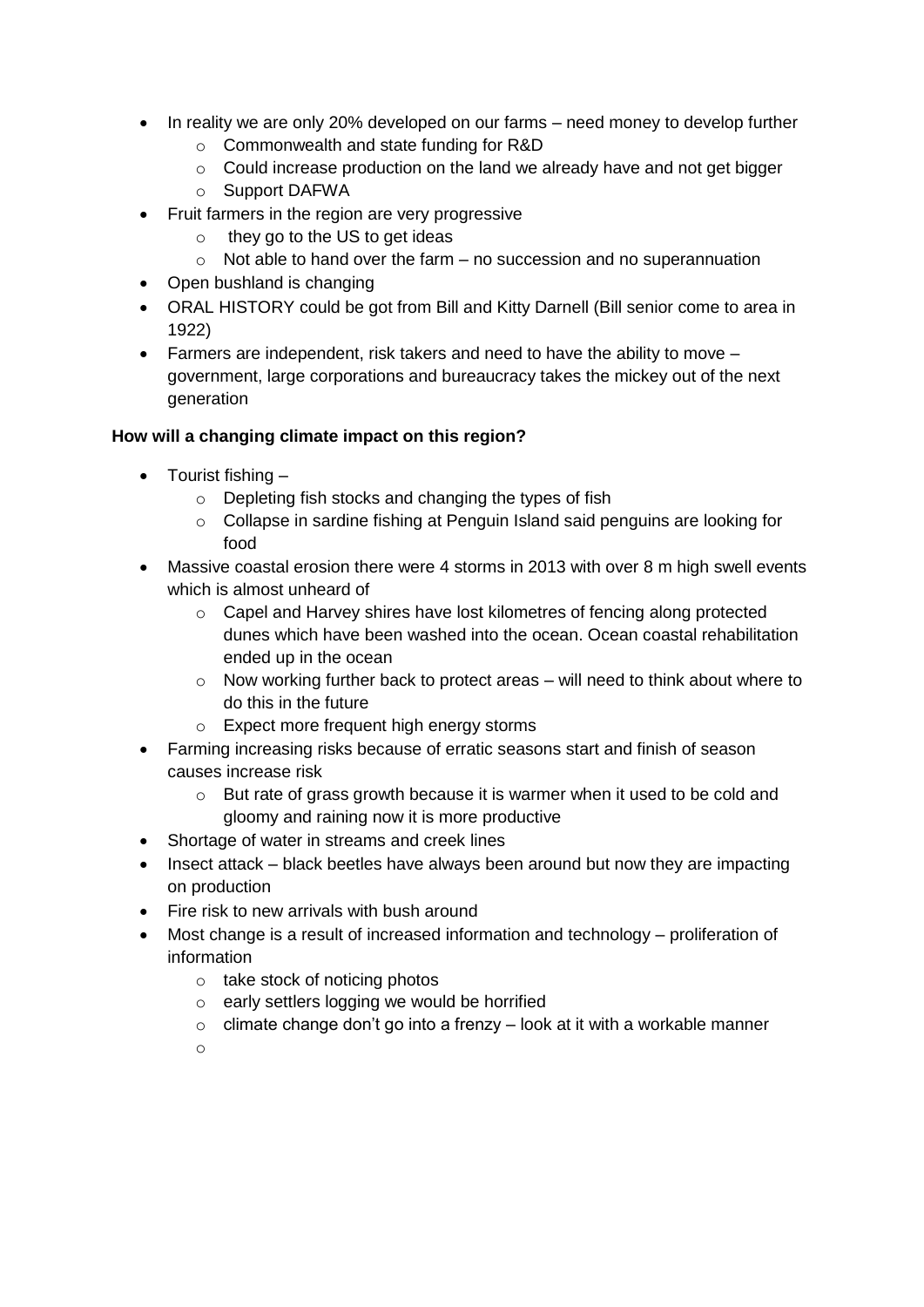- In reality we are only 20% developed on our farms – need money to develop further
    - Commonwealth and state funding for R&D
    - Could increase production on the land we already have and not get bigger
    - Support DAFWA
- Fruit farmers in the region are very progressive
    - they go to the US to get ideas
    - Not able to hand over the farm – no succession and no superannuation
- Open bushland is changing
- ORAL HISTORY could be got from Bill and Kitty Darnell (Bill senior come to area in 1922)
- Farmers are independent, risk takers and need to have the ability to move – government, large corporations and bureaucracy takes the mickey out of the next generation

**How will a changing climate impact on this region?**

- Tourist fishing –
    - Depleting fish stocks and changing the types of fish
    - Collapse in sardine fishing at Penguin Island said penguins are looking for food
- Massive coastal erosion there were 4 storms in 2013 with over 8 m high swell events which is almost unheard of
    - Capel and Harvey shires have lost kilometres of fencing along protected dunes which have been washed into the ocean. Ocean coastal rehabilitation ended up in the ocean
    - Now working further back to protect areas – will need to think about where to do this in the future
    - Expect more frequent high energy storms
- Farming increasing risks because of erratic seasons start and finish of season causes increase risk
    - But rate of grass growth because it is warmer when it used to be cold and gloomy and raining now it is more productive
- Shortage of water in streams and creek lines
- Insect attack – black beetles have always been around but now they are impacting on production
- Fire risk to new arrivals with bush around
- Most change is a result of increased information and technology – proliferation of information
    - take stock of noticing photos
    - early settlers logging we would be horrified
    - climate change don't go into a frenzy – look at it with a workable manner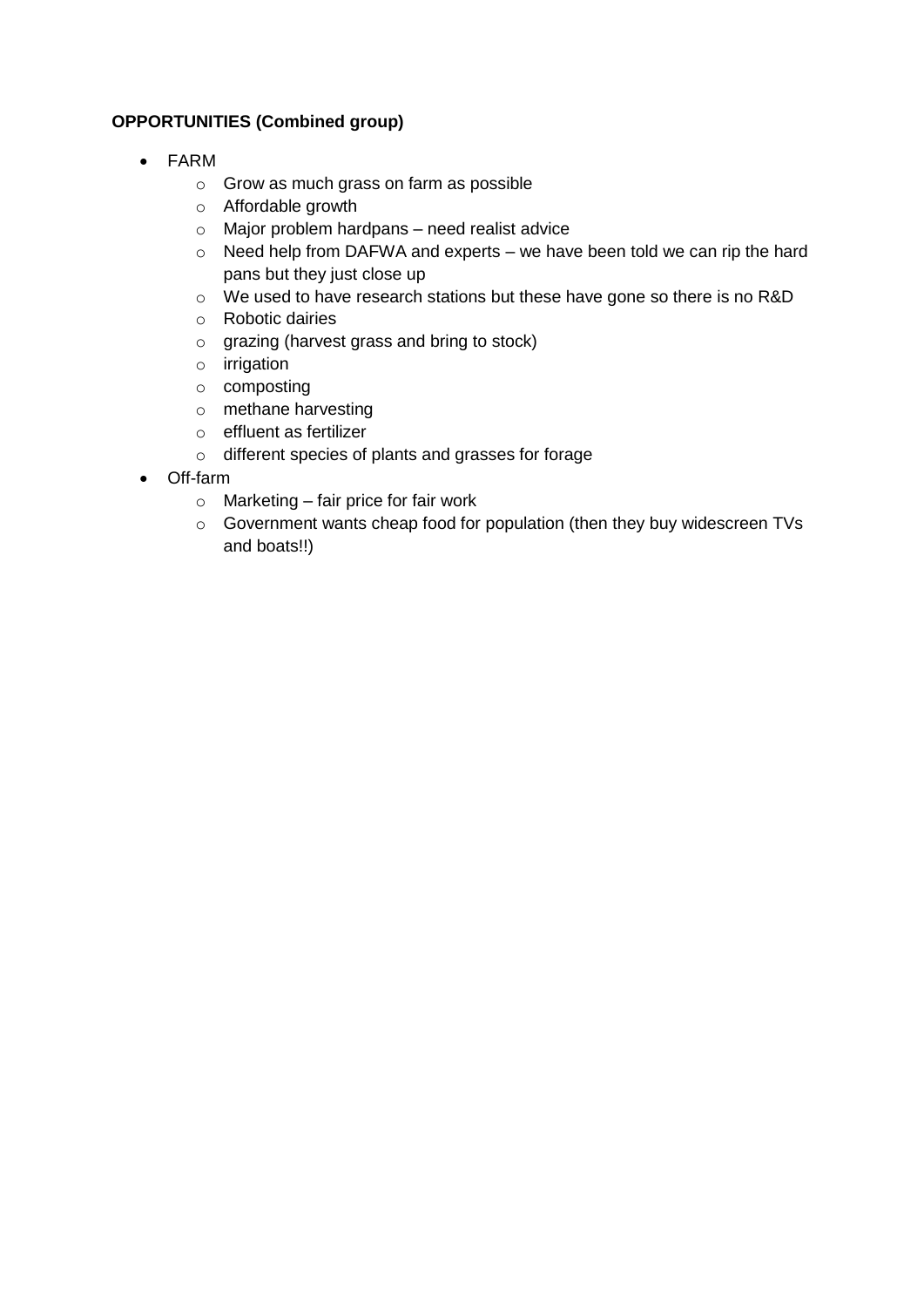**OPPORTUNITIES (Combined group)**

- FARM
  - Grow as much grass on farm as possible
  - Affordable growth
  - Major problem hardpans – need realist advice
  - Need help from DAFWA and experts – we have been told we can rip the hard pans but they just close up
  - We used to have research stations but these have gone so there is no R&D
  - Robotic dairies
  - grazing (harvest grass and bring to stock)
  - irrigation
  - composting
  - methane harvesting
  - effluent as fertilizer
  - different species of plants and grasses for forage
- Off-farm
  - Marketing – fair price for fair work
  - Government wants cheap food for population (then they buy widescreen TVs and boats!!)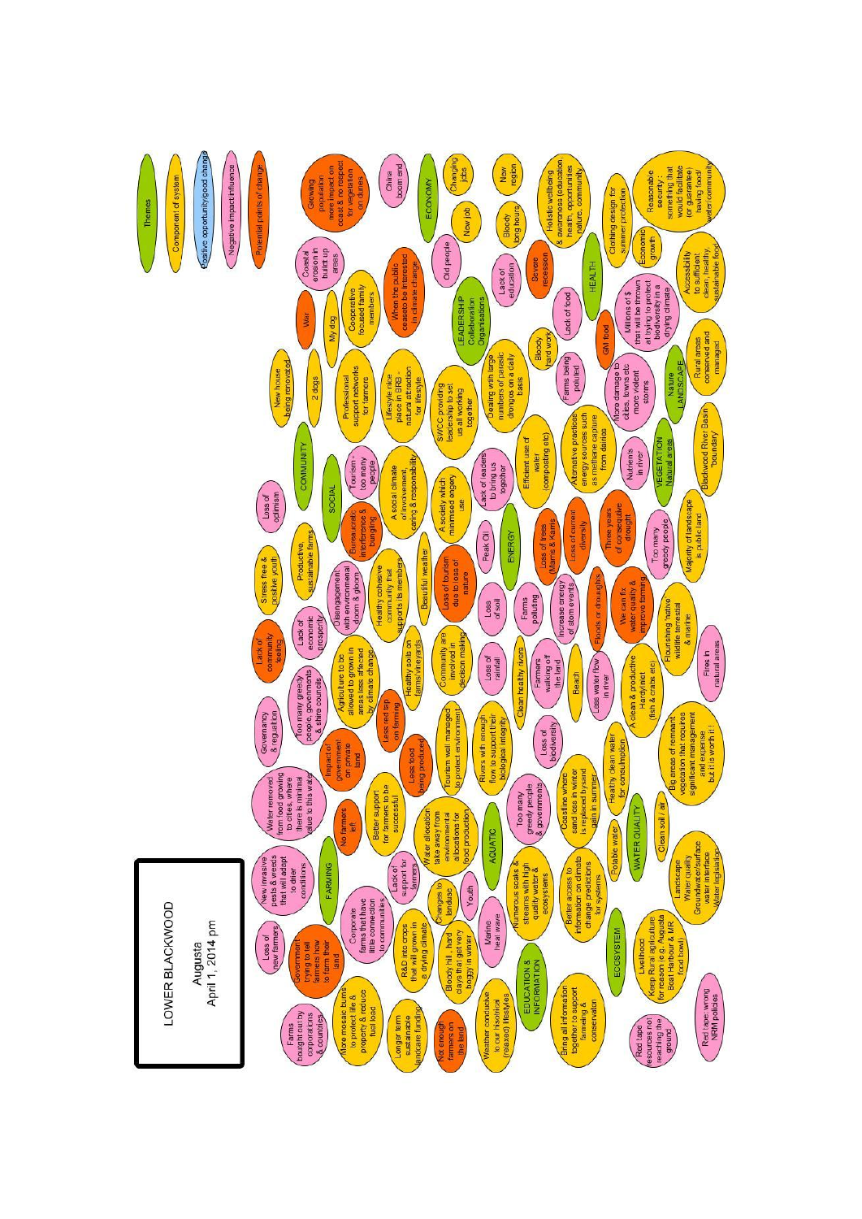# LOWER BLACKWOOD

Augusta
April 1, 2014 pm

**Legend:**
- Themes
- Component of system
- Positive opportunity/good change
- Negative impact/influence
- Potential points of change

**FARMING**
- Farms bought out by corporations & countries
- Loss of new farmers
- New invasive pests & weeds that will adapt to drier conditions
- Water removed from food growing to cities, where there is minimal value to this water
- Governancy & regulation
- Lack of community feeling
- Stress free & positive youth
- Loss of optimism
- New house being renovated
- War
- Coastal erosion in built up areas
- Growing population more impact on coast & no respect for vegetation on dunes
- China boom end
- More mosaic burns to protect life & property & reduce fuel load
- Government trying to tell farmers how to farm their land
- Corporate farms that have little connection to communities
- Lack of support for farmers
- No farmers left
- Impact of government on private land
- Too many greedy people, governments & shire councils
- Lack of economic prosperity
- Productive, sustainable farms
- 2 dogs
- My dog
- Cooperative focused family members
- Professional support networks for farmers
- Longer term sustainable landcare funding
- R&D into crops that will grown in a drying climate
- Changes to landuse
- Better support for farmers to be successful
- Agriculture to be allowed to grown in areas less affected by climate change
- Less red tap on farming
- Less food being produced
- Healthy soils on farms/vineyards
- Not enough farmers on the land
- Bloody hill, hard clays that get very boggy in winter
- Youth
- Water allocation take away from environmental allocations for food production

**SOCIAL / COMMUNITY**
- Bureaucratic interference & bungling
- Disengagement with environmental doom & gloom
- Tourism - too many people
- Lifestyle nice place in SRS - natural attraction for lifestyle
- When the public ceases to be interested in climate change
- Healthy cohesive community that supports its members
- A social climate of involvement, caring & responsibility
- SWCC providing leadership to set us all working together
- Old people
- Beautiful weather
- Community are involved in decision making
- Tourism well managed to protect environment
- Loss of tourism due to loss of nature
- A society which minimised engery use
- Lack of leaders to bring us together
- Dealing with large numbers of parasitic drongos on a daily basis

**ECONOMY**
- Changing jobs
- New job
- New region
- Bloody long hours
- Bloody hard work
- Lack of education
- Severe recession
- Economic growth

**LEADERSHIP**
- Collaboration Organisations

**HEALTH**
- Holistic wellbeing & awareness (education, health, opportunities, nature, community)
- Lack of food
- GM food
- Clothing design for summer protection
- Reasonable security - something that would facilitate (or guarantee) having food/ water/community
- Accessibility to sufficient clean, healthy, sustainable food

**ENERGY**
- Peak Oil
- Efficient use of water (composting etc)
- Alternative practices energy sources such as methane capture from dairies
- Increase energy of storm events

**AQUATIC**
- Weather conducive to our historical (relaxed) lifestyles
- Marine heat wave
- Numerous scales & streams with high quality water & ecosystems
- Too many greedy people & governments
- Rivers with enough flow to support their biological integrity
- Loss of biodiversity
- Loss of rainfall
- Clean healthy rivers
- Farmers walking off the land
- Loss of soil
- Farms polluting
- Loss of trees (Marris & Karris)
- Loss of current diversity
- Three years of consecutive drought
- Floods or droughts
- Beach
- Less water flow in river
- Coastline where sand loss in winter is replaced by sand gain in summer
- Farms being polluted
- More damage to cities, towns etc more violent storms
- Nutrients in river
- Millions of $ that will be thrown at trying to protect biodiversity in a drying climate
- We can fix water quality & improve farming

**EDUCATION & INFORMATION**
- Bring all information together to support farming & conservation
- Better access to information on climate change predictions for systems

**WATER QUALITY**
- Potable water
- Healthy clean water for consumption
- Clean soil / air
- A clean & productive Hardy inlet (fish & crabs etc)
- Landscape Water quality Groundwater/surface water interface Water legislation

**ECOSYSTEM**
- Livelihood
- Keep Rural agriculture for reason (e.g. Augusta Bean Harbour & MR food bowl)
- Red tape resources not reaching the ground
- Red tape wrong NRM policies

**VEGETATION**
- Natural areas
- Flourishing native wildlife terrestrial & marine
- Fires in natural areas
- Big areas of remnant vegetation that requires significant management and expense but it is worth it!
- Too many greedy people
- Majority of landscape is public land
- Blackwood River Basin "boundary"

**LANDSCAPE**
- Nature
- Rural areas conserved and managed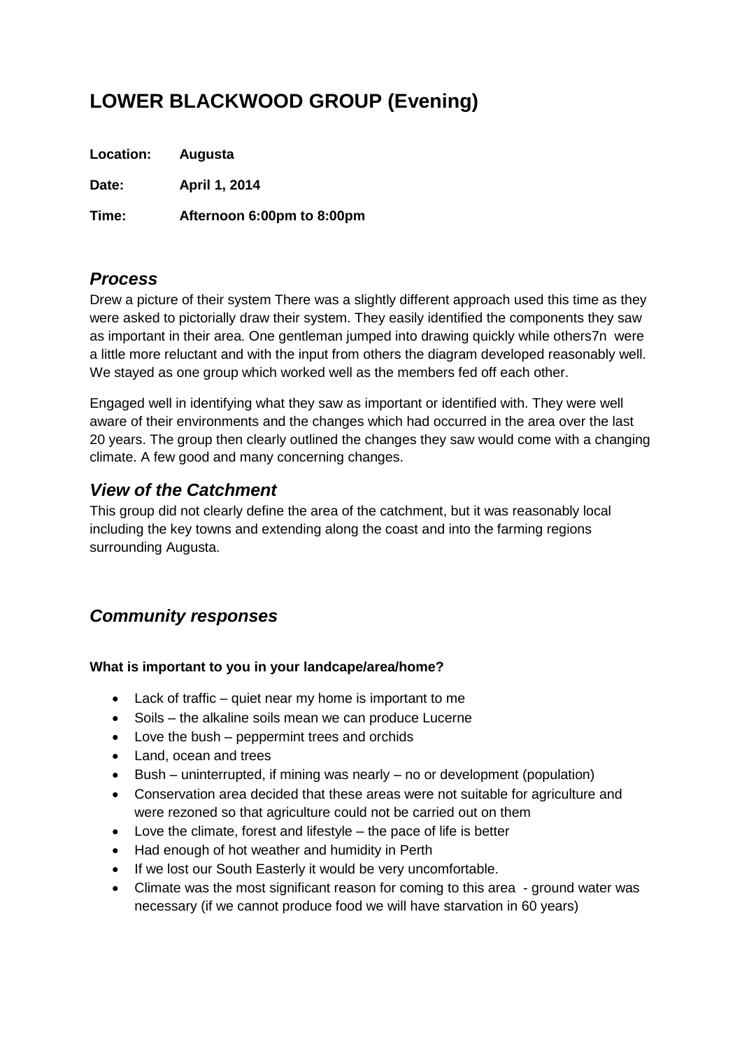# LOWER BLACKWOOD GROUP (Evening)

**Location:** **Augusta**

**Date:** **April 1, 2014**

**Time:** **Afternoon 6:00pm to 8:00pm**

## *Process*

Drew a picture of their system There was a slightly different approach used this time as they were asked to pictorially draw their system. They easily identified the components they saw as important in their area. One gentleman jumped into drawing quickly while others7n were a little more reluctant and with the input from others the diagram developed reasonably well. We stayed as one group which worked well as the members fed off each other.

Engaged well in identifying what they saw as important or identified with. They were well aware of their environments and the changes which had occurred in the area over the last 20 years. The group then clearly outlined the changes they saw would come with a changing climate. A few good and many concerning changes.

## *View of the Catchment*

This group did not clearly define the area of the catchment, but it was reasonably local including the key towns and extending along the coast and into the farming regions surrounding Augusta.

## *Community responses*

**What is important to you in your landcape/area/home?**

- Lack of traffic – quiet near my home is important to me
- Soils – the alkaline soils mean we can produce Lucerne
- Love the bush – peppermint trees and orchids
- Land, ocean and trees
- Bush – uninterrupted, if mining was nearly – no or development (population)
- Conservation area decided that these areas were not suitable for agriculture and were rezoned so that agriculture could not be carried out on them
- Love the climate, forest and lifestyle – the pace of life is better
- Had enough of hot weather and humidity in Perth
- If we lost our South Easterly it would be very uncomfortable.
- Climate was the most significant reason for coming to this area - ground water was necessary (if we cannot produce food we will have starvation in 60 years)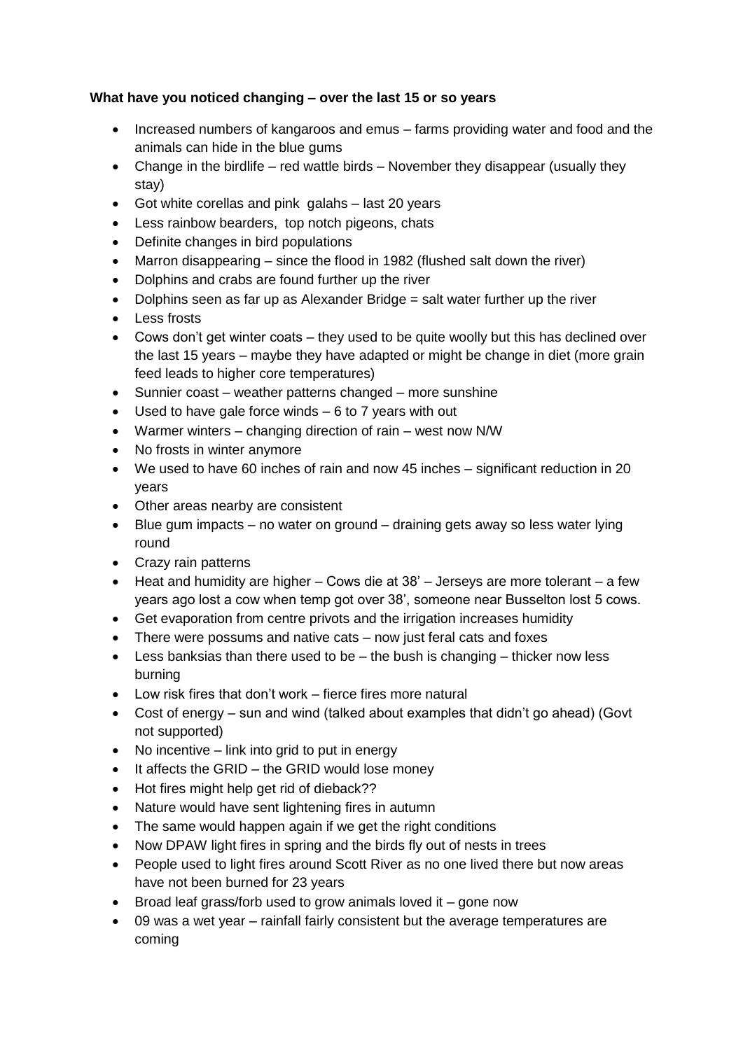**What have you noticed changing – over the last 15 or so years**

- Increased numbers of kangaroos and emus – farms providing water and food and the animals can hide in the blue gums
- Change in the birdlife – red wattle birds – November they disappear (usually they stay)
- Got white corellas and pink galahs – last 20 years
- Less rainbow bearders, top notch pigeons, chats
- Definite changes in bird populations
- Marron disappearing – since the flood in 1982 (flushed salt down the river)
- Dolphins and crabs are found further up the river
- Dolphins seen as far up as Alexander Bridge = salt water further up the river
- Less frosts
- Cows don't get winter coats – they used to be quite woolly but this has declined over the last 15 years – maybe they have adapted or might be change in diet (more grain feed leads to higher core temperatures)
- Sunnier coast – weather patterns changed – more sunshine
- Used to have gale force winds – 6 to 7 years with out
- Warmer winters – changing direction of rain – west now N/W
- No frosts in winter anymore
- We used to have 60 inches of rain and now 45 inches – significant reduction in 20 years
- Other areas nearby are consistent
- Blue gum impacts – no water on ground – draining gets away so less water lying round
- Crazy rain patterns
- Heat and humidity are higher – Cows die at 38' – Jerseys are more tolerant – a few years ago lost a cow when temp got over 38', someone near Busselton lost 5 cows.
- Get evaporation from centre privots and the irrigation increases humidity
- There were possums and native cats – now just feral cats and foxes
- Less banksias than there used to be – the bush is changing – thicker now less burning
- Low risk fires that don't work – fierce fires more natural
- Cost of energy – sun and wind (talked about examples that didn't go ahead) (Govt not supported)
- No incentive – link into grid to put in energy
- It affects the GRID – the GRID would lose money
- Hot fires might help get rid of dieback??
- Nature would have sent lightening fires in autumn
- The same would happen again if we get the right conditions
- Now DPAW light fires in spring and the birds fly out of nests in trees
- People used to light fires around Scott River as no one lived there but now areas have not been burned for 23 years
- Broad leaf grass/forb used to grow animals loved it – gone now
- 09 was a wet year – rainfall fairly consistent but the average temperatures are coming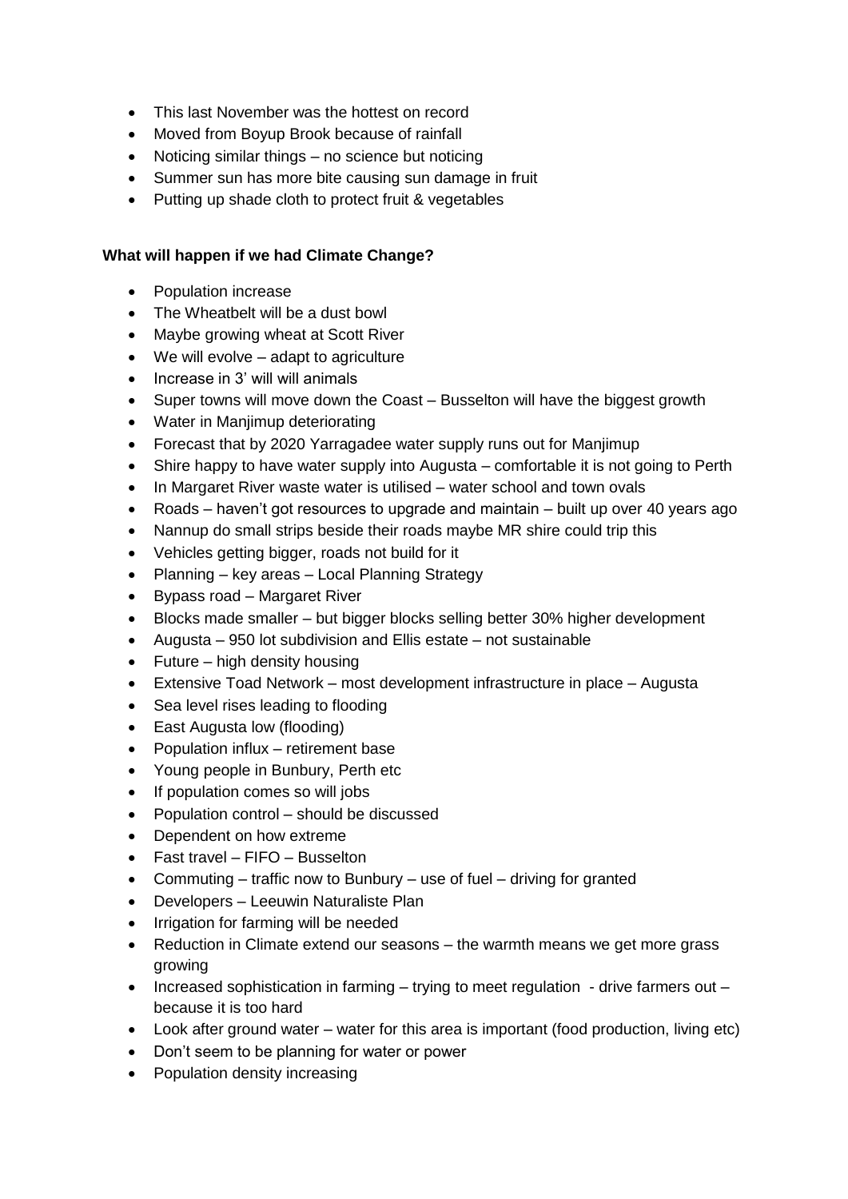- This last November was the hottest on record
- Moved from Boyup Brook because of rainfall
- Noticing similar things – no science but noticing
- Summer sun has more bite causing sun damage in fruit
- Putting up shade cloth to protect fruit & vegetables

**What will happen if we had Climate Change?**

- Population increase
- The Wheatbelt will be a dust bowl
- Maybe growing wheat at Scott River
- We will evolve – adapt to agriculture
- Increase in 3' will will animals
- Super towns will move down the Coast – Busselton will have the biggest growth
- Water in Manjimup deteriorating
- Forecast that by 2020 Yarragadee water supply runs out for Manjimup
- Shire happy to have water supply into Augusta – comfortable it is not going to Perth
- In Margaret River waste water is utilised – water school and town ovals
- Roads – haven't got resources to upgrade and maintain – built up over 40 years ago
- Nannup do small strips beside their roads maybe MR shire could trip this
- Vehicles getting bigger, roads not build for it
- Planning – key areas – Local Planning Strategy
- Bypass road – Margaret River
- Blocks made smaller – but bigger blocks selling better 30% higher development
- Augusta – 950 lot subdivision and Ellis estate – not sustainable
- Future – high density housing
- Extensive Toad Network – most development infrastructure in place – Augusta
- Sea level rises leading to flooding
- East Augusta low (flooding)
- Population influx – retirement base
- Young people in Bunbury, Perth etc
- If population comes so will jobs
- Population control – should be discussed
- Dependent on how extreme
- Fast travel – FIFO – Busselton
- Commuting – traffic now to Bunbury – use of fuel – driving for granted
- Developers – Leeuwin Naturaliste Plan
- Irrigation for farming will be needed
- Reduction in Climate extend our seasons – the warmth means we get more grass growing
- Increased sophistication in farming – trying to meet regulation - drive farmers out – because it is too hard
- Look after ground water – water for this area is important (food production, living etc)
- Don't seem to be planning for water or power
- Population density increasing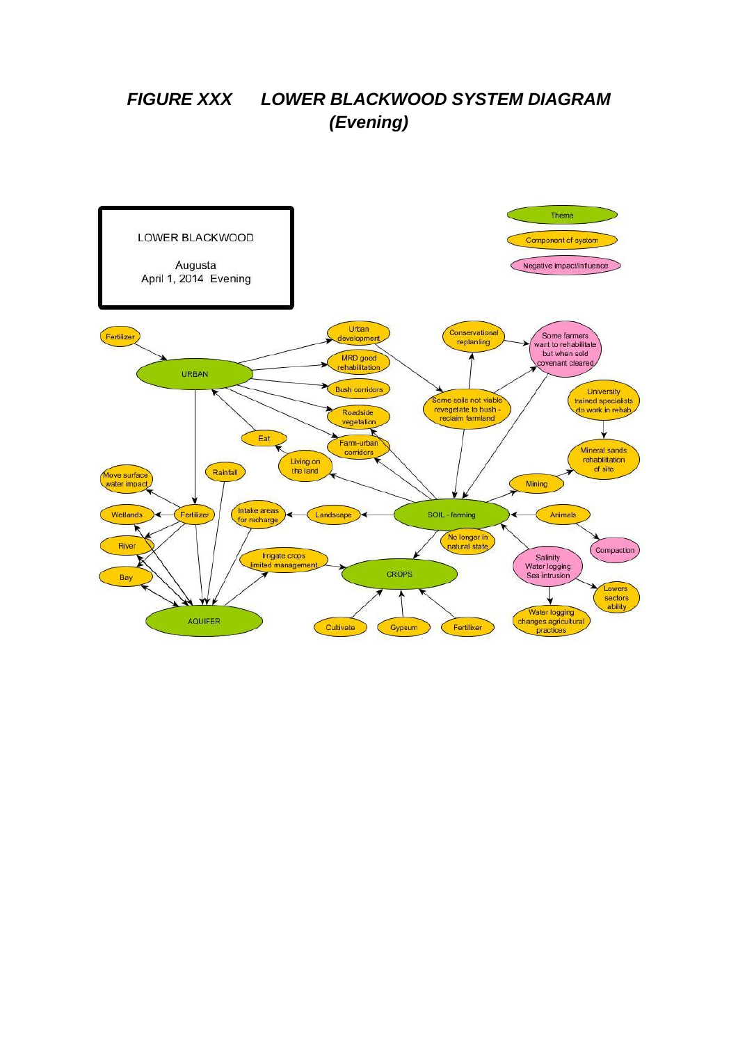## *FIGURE XXX LOWER BLACKWOOD SYSTEM DIAGRAM (Evening)*

LOWER BLACKWOOD

Augusta
April 1, 2014 Evening

Theme
Component of system
Negative impact/influence

Fertilizer
URBAN
Urban development
MRD good rehabilitation
Bush corridors
Roadside vegetation
Farm-urban corridors
Eat
Living on the land
Conservational replanting
Some farmers want to rehabilitate but when sold covenant cleared
Some soils not viable revegetate to bush - reclaim farmland
University trained specialists do work in rehab
Mineral sands rehabilitation of site
Mining
Move surface water impact
Rainfall
Wetlands
Fertilizer
Intake areas for recharge
Landscape
SOIL - farming
Animals
Compaction
River
No longer in natural state
Salinity Water logging Sea intrusion
Lowers sectors ability
Irrigate crops limited management
CROPS
Bay
AQUIFER
Cultivate
Gypsum
Fertilizer
Water logging changes agricultural practices